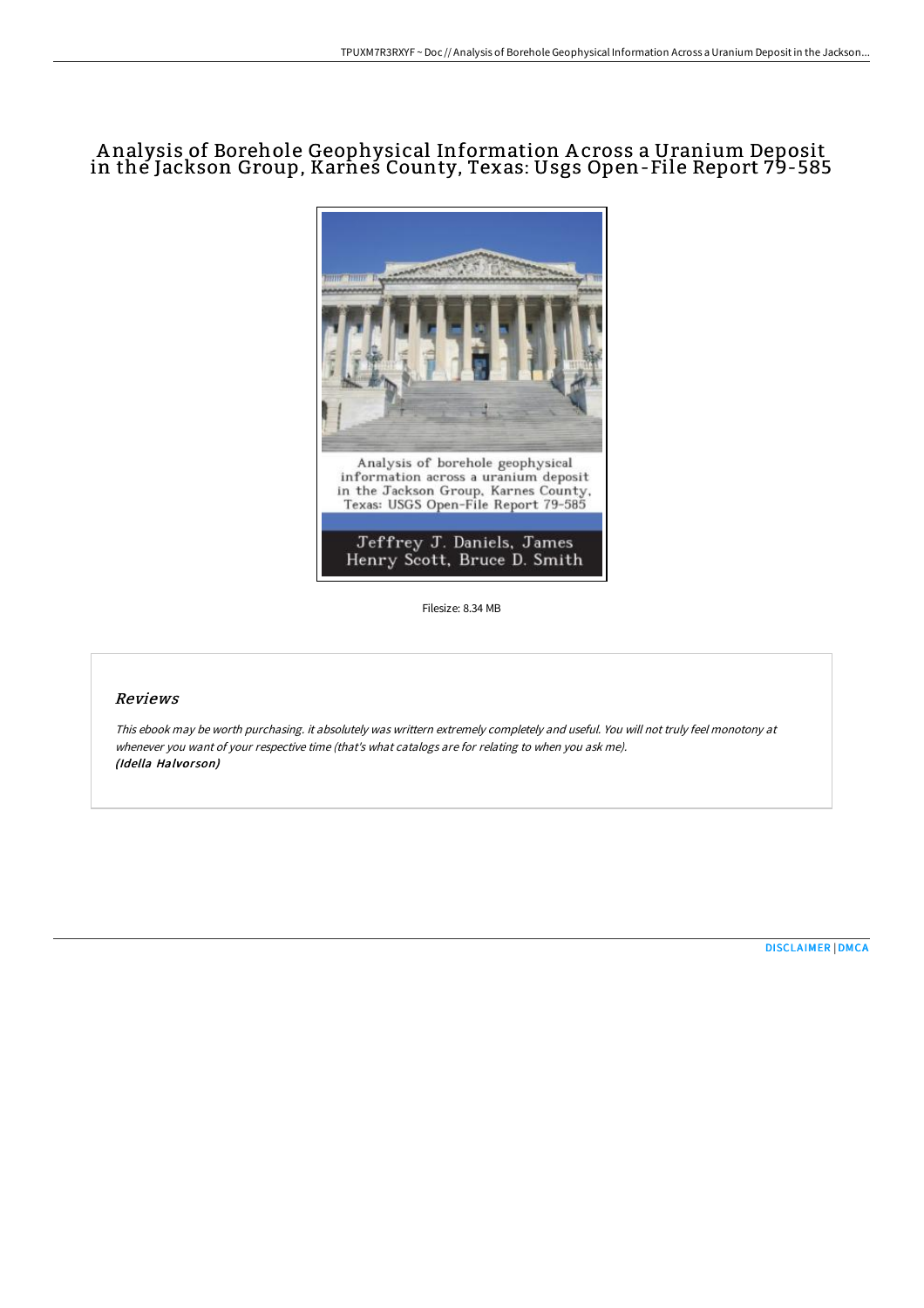# Analysis of Borehole Geophysical Information Across a Uranium Deposit in the Jackson Group, Karnes County, Texas: Usgs Open-File Report 79-585

Analysis of borehole geophysical information across a uranium deposit in the Jackson Group, Karnes County, Texas: USGS Open-File Report 79-585

Jeffrey J. Daniels, James Henry Scott, Bruce D. Smith

Filesize: 8.34 MB

## Reviews

*This ebook may be worth purchasing. it absolutely was writtern extremely completely and useful. You will not truly feel monotony at whenever you want of your respective time (that's what catalogs are for relating to when you ask me).*
***(Idella Halvorson)***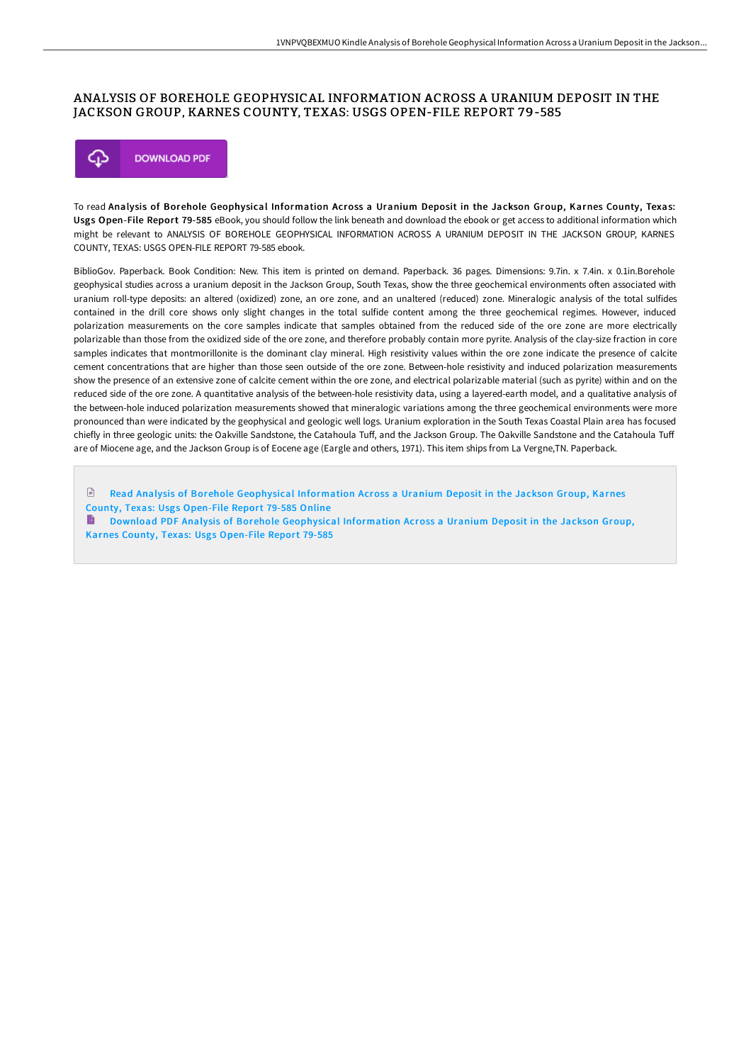# ANALYSIS OF BOREHOLE GEOPHYSICAL INFORMATION ACROSS A URANIUM DEPOSIT IN THE JACKSON GROUP, KARNES COUNTY, TEXAS: USGS OPEN-FILE REPORT 79-585

DOWNLOAD PDF

To read **Analysis of Borehole Geophysical Information Across a Uranium Deposit in the Jackson Group, Karnes County, Texas: Usgs Open-File Report 79-585** eBook, you should follow the link beneath and download the ebook or get access to additional information which might be relevant to ANALYSIS OF BOREHOLE GEOPHYSICAL INFORMATION ACROSS A URANIUM DEPOSIT IN THE JACKSON GROUP, KARNES COUNTY, TEXAS: USGS OPEN-FILE REPORT 79-585 ebook.

BiblioGov. Paperback. Book Condition: New. This item is printed on demand. Paperback. 36 pages. Dimensions: 9.7in. x 7.4in. x 0.1in.Borehole geophysical studies across a uranium deposit in the Jackson Group, South Texas, show the three geochemical environments often associated with uranium roll-type deposits: an altered (oxidized) zone, an ore zone, and an unaltered (reduced) zone. Mineralogic analysis of the total sulfides contained in the drill core shows only slight changes in the total sulfide content among the three geochemical regimes. However, induced polarization measurements on the core samples indicate that samples obtained from the reduced side of the ore zone are more electrically polarizable than those from the oxidized side of the ore zone, and therefore probably contain more pyrite. Analysis of the clay-size fraction in core samples indicates that montmorillonite is the dominant clay mineral. High resistivity values within the ore zone indicate the presence of calcite cement concentrations that are higher than those seen outside of the ore zone. Between-hole resistivity and induced polarization measurements show the presence of an extensive zone of calcite cement within the ore zone, and electrical polarizable material (such as pyrite) within and on the reduced side of the ore zone. A quantitative analysis of the between-hole resistivity data, using a layered-earth model, and a qualitative analysis of the between-hole induced polarization measurements showed that mineralogic variations among the three geochemical environments were more pronounced than were indicated by the geophysical and geologic well logs. Uranium exploration in the South Texas Coastal Plain area has focused chiefly in three geologic units: the Oakville Sandstone, the Catahoula Tuff, and the Jackson Group. The Oakville Sandstone and the Catahoula Tuff are of Miocene age, and the Jackson Group is of Eocene age (Eargle and others, 1971). This item ships from La Vergne,TN. Paperback.

Read Analysis of Borehole Geophysical Information Across a Uranium Deposit in the Jackson Group, Karnes County, Texas: Usgs Open-File Report 79-585 Online

Download PDF Analysis of Borehole Geophysical Information Across a Uranium Deposit in the Jackson Group, Karnes County, Texas: Usgs Open-File Report 79-585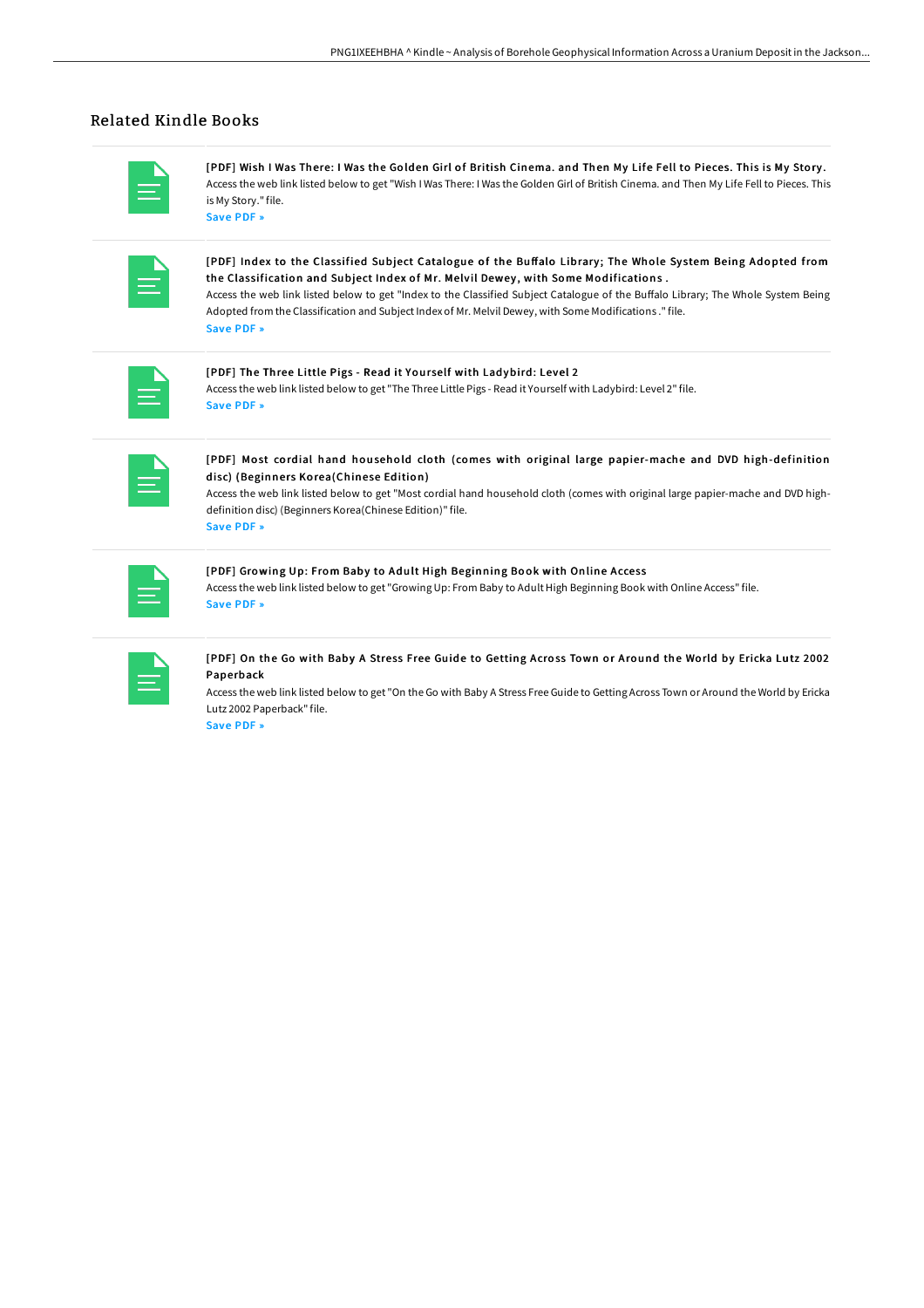## Related Kindle Books

**[PDF] Wish I Was There: I Was the Golden Girl of British Cinema. and Then My Life Fell to Pieces. This is My Story.**

Access the web link listed below to get "Wish I Was There: I Was the Golden Girl of British Cinema. and Then My Life Fell to Pieces. This is My Story." file.

Save PDF »

**[PDF] Index to the Classified Subject Catalogue of the Buffalo Library; The Whole System Being Adopted from the Classification and Subject Index of Mr. Melvil Dewey, with Some Modifications .**

Access the web link listed below to get "Index to the Classified Subject Catalogue of the Buffalo Library; The Whole System Being Adopted from the Classification and Subject Index of Mr. Melvil Dewey, with Some Modifications ." file.

Save PDF »

**[PDF] The Three Little Pigs - Read it Yourself with Ladybird: Level 2**

Access the web link listed below to get "The Three Little Pigs - Read it Yourself with Ladybird: Level 2" file.

Save PDF »

**[PDF] Most cordial hand household cloth (comes with original large papier-mache and DVD high-definition disc) (Beginners Korea(Chinese Edition)**

Access the web link listed below to get "Most cordial hand household cloth (comes with original large papier-mache and DVD high-definition disc) (Beginners Korea(Chinese Edition)" file.

Save PDF »

**[PDF] Growing Up: From Baby to Adult High Beginning Book with Online Access**

Access the web link listed below to get "Growing Up: From Baby to Adult High Beginning Book with Online Access" file.

Save PDF »

**[PDF] On the Go with Baby A Stress Free Guide to Getting Across Town or Around the World by Ericka Lutz 2002 Paperback**

Access the web link listed below to get "On the Go with Baby A Stress Free Guide to Getting Across Town or Around the World by Ericka Lutz 2002 Paperback" file.

Save PDF »